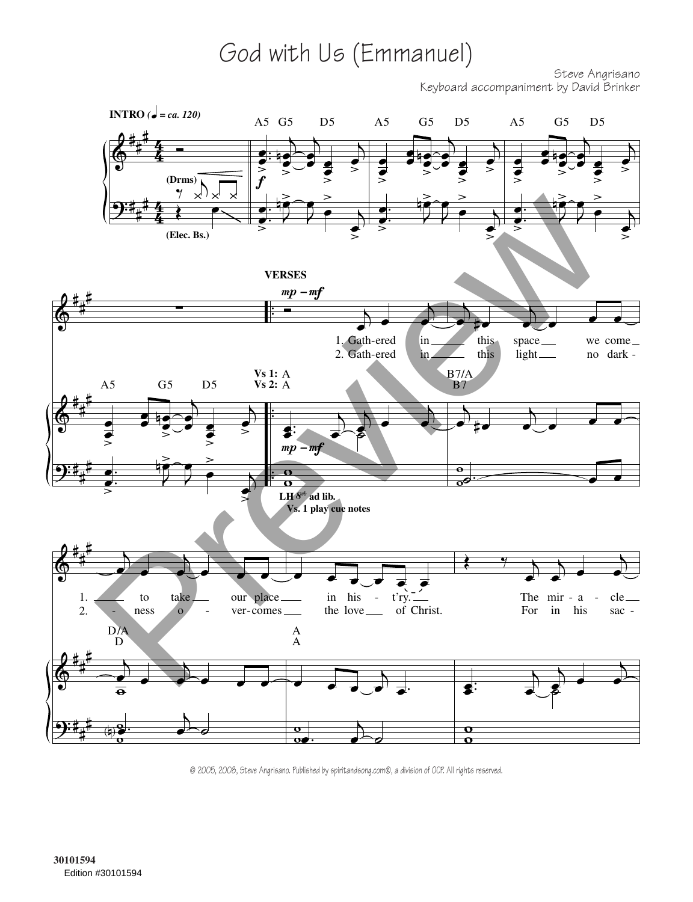# God with Us (Emmanuel)

Steve Angrisano
Keyboard accompaniment by David Brinker

**INTRO** (♩ = ca. 120)

A5 G5 D5 A5 G5 D5 A5 G5 D5

*f*

(Drms)

(Elec. Bs.)

**VERSES**

*mp – mf*

1. Gath-ered in this space we come to take our place in his - t'ry. The mir - a - cle
2. Gath-ered in this light no dark - ness o - ver-comes the love of Christ. For in his sac -

A5 G5 D5

Vs 1: A B7/A
Vs 2: A B7

*mp – mf*

LH 8vb ad lib.
Vs. 1 play cue notes

D/A A
D A

© 2005, 2008, Steve Angrisano. Published by spiritandsong.com®, a division of OCP. All rights reserved.

30101594
Edition #30101594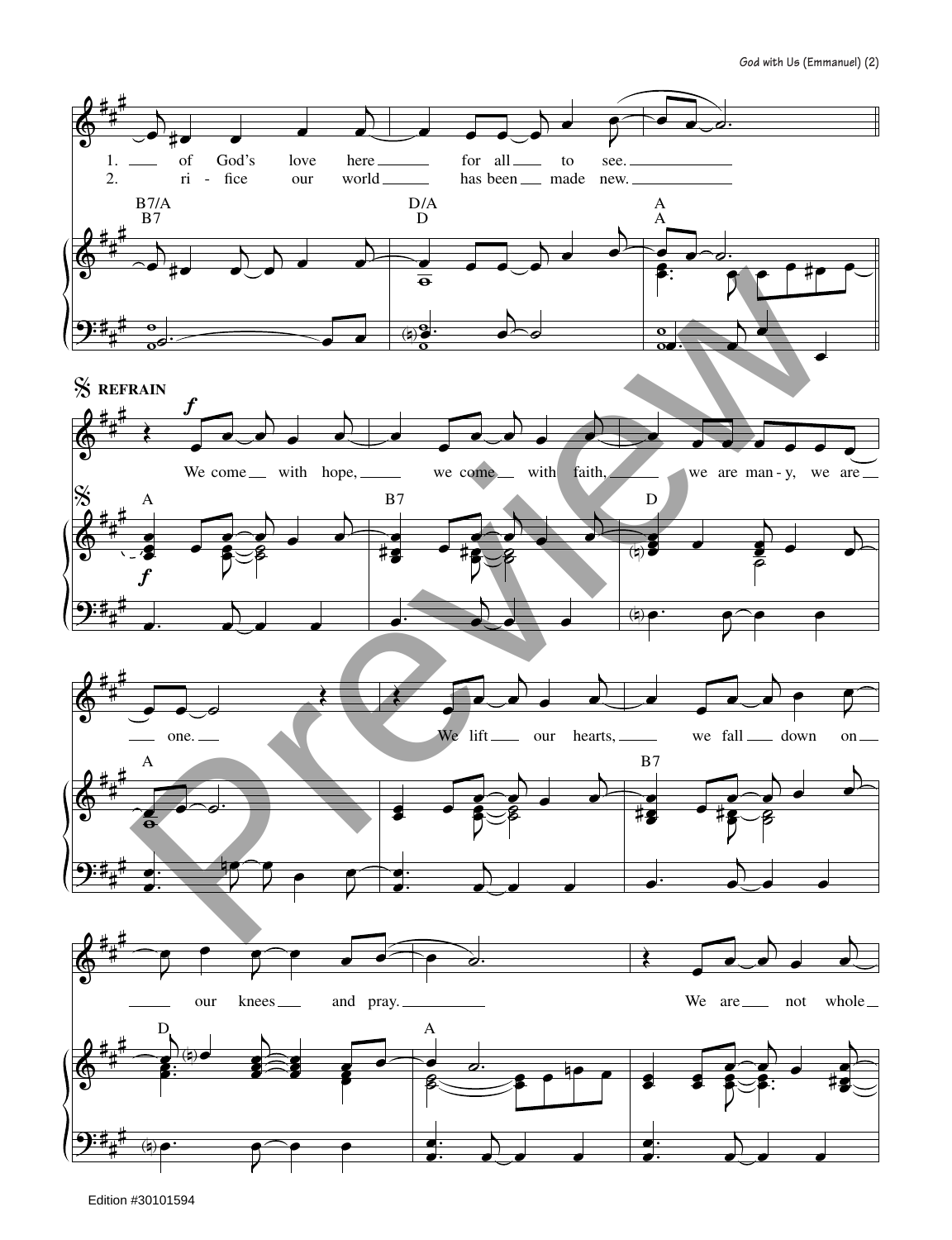1. of God's love here for all to see.

2. ri - fice our world has been made new.

B7/A B7 D/A D A A

REFRAIN

*f*

We come with hope, we come with faith, we are man - y, we are one.

A B7 D A

We lift our hearts, we fall down on our knees and pray.

B7 D A

We are not whole

Edition #30101594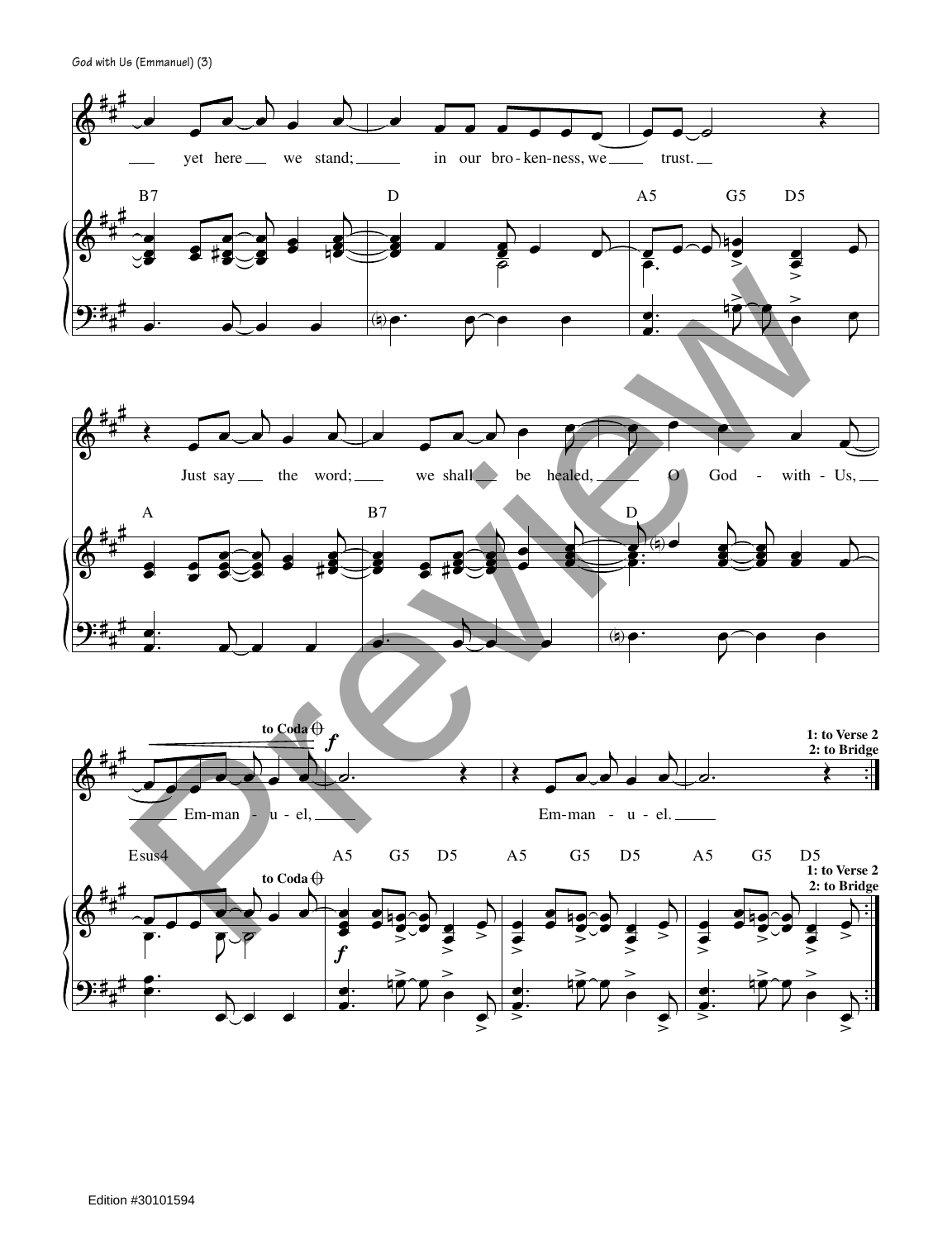yet here we stand; in our bro-ken-ness, we trust.

B7 D A5 G5 D5

Just say the word; we shall be healed, O God - with - Us,

A B7 D

to Coda

*f*

Em-man - u - el, Em-man - u - el.

1: to Verse 2
2: to Bridge

Esus4 A5 G5 D5 A5 G5 D5 A5 G5 D5

Edition #30101594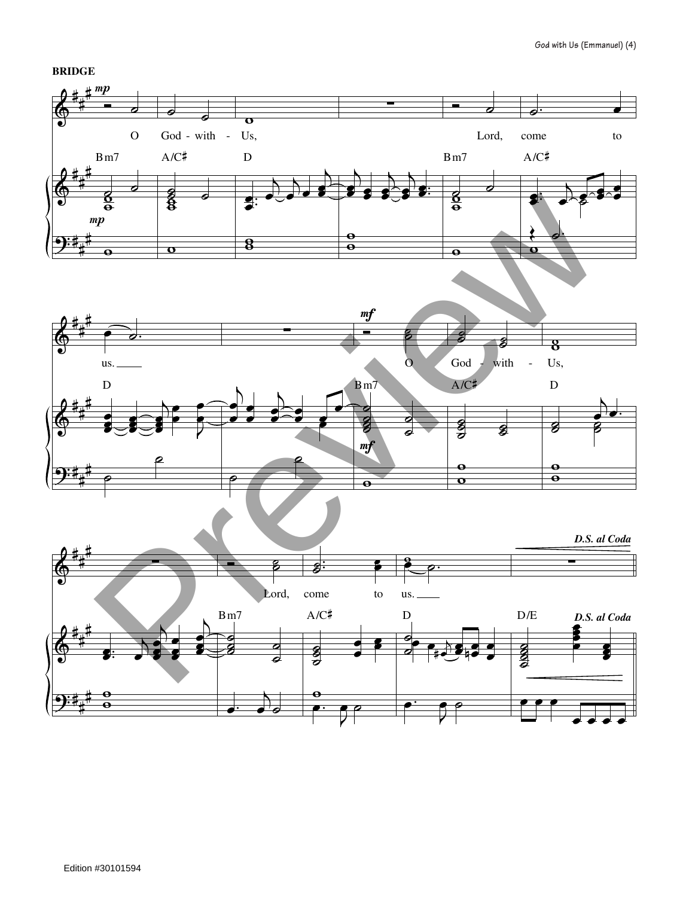**BRIDGE**

*mp*

O God - with - Us, Lord, come to us.

Bm7 A/C♯ D Bm7 A/C♯

D

*mf*

O God - with - Us,

Bm7 A/C♯ D

Lord, come to us.

Bm7 A/C♯ D D/E

*D.S. al Coda*

Edition #30101594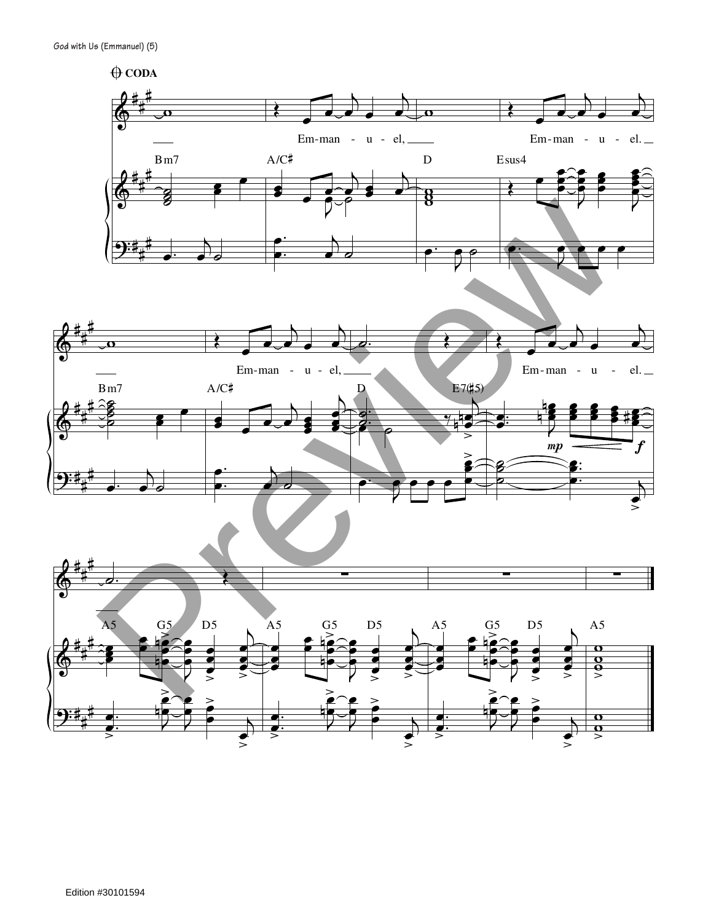CODA

Em-man - u - el, Em-man - u - el.

Bm7 A/C♯ D Esus4

Em-man - u - el, Em-man - u - el.

Bm7 A/C♯ D E7(♯5)

*mp* *f*

A5 G5 D5 A5 G5 D5 A5 G5 D5 A5

Edition #30101594